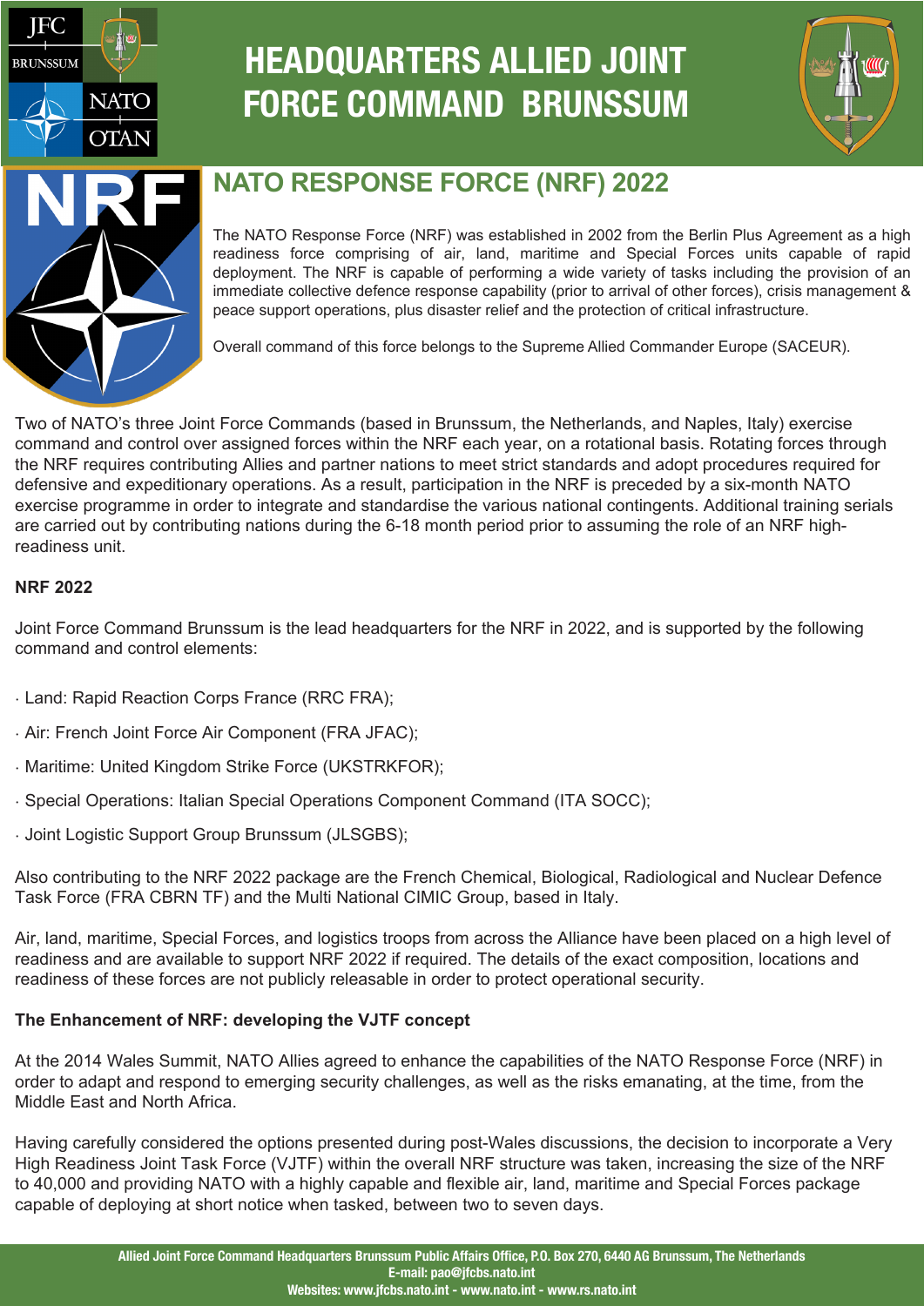# HEADQUARTERS ALLIED JOINT FORCE COMMAND BRUNSSUM

## NATO RESPONSE FORCE (NRF) 2022

The NATO Response Force (NRF) was established in 2002 from the Berlin Plus Agreement as a high readiness force comprising of air, land, maritime and Special Forces units capable of rapid deployment. The NRF is capable of performing a wide variety of tasks including the provision of an immediate collective defence response capability (prior to arrival of other forces), crisis management & peace support operations, plus disaster relief and the protection of critical infrastructure.

Overall command of this force belongs to the Supreme Allied Commander Europe (SACEUR).

Two of NATO's three Joint Force Commands (based in Brunssum, the Netherlands, and Naples, Italy) exercise command and control over assigned forces within the NRF each year, on a rotational basis. Rotating forces through the NRF requires contributing Allies and partner nations to meet strict standards and adopt procedures required for defensive and expeditionary operations. As a result, participation in the NRF is preceded by a six-month NATO exercise programme in order to integrate and standardise the various national contingents. Additional training serials are carried out by contributing nations during the 6-18 month period prior to assuming the role of an NRF high-readiness unit.

**NRF 2022**

Joint Force Command Brunssum is the lead headquarters for the NRF in 2022, and is supported by the following command and control elements:

- Land: Rapid Reaction Corps France (RRC FRA);
- Air: French Joint Force Air Component (FRA JFAC);
- Maritime: United Kingdom Strike Force (UKSTRKFOR);
- Special Operations: Italian Special Operations Component Command (ITA SOCC);
- Joint Logistic Support Group Brunssum (JLSGBS);

Also contributing to the NRF 2022 package are the French Chemical, Biological, Radiological and Nuclear Defence Task Force (FRA CBRN TF) and the Multi National CIMIC Group, based in Italy.

Air, land, maritime, Special Forces, and logistics troops from across the Alliance have been placed on a high level of readiness and are available to support NRF 2022 if required. The details of the exact composition, locations and readiness of these forces are not publicly releasable in order to protect operational security.

**The Enhancement of NRF: developing the VJTF concept**

At the 2014 Wales Summit, NATO Allies agreed to enhance the capabilities of the NATO Response Force (NRF) in order to adapt and respond to emerging security challenges, as well as the risks emanating, at the time, from the Middle East and North Africa.

Having carefully considered the options presented during post-Wales discussions, the decision to incorporate a Very High Readiness Joint Task Force (VJTF) within the overall NRF structure was taken, increasing the size of the NRF to 40,000 and providing NATO with a highly capable and flexible air, land, maritime and Special Forces package capable of deploying at short notice when tasked, between two to seven days.

**Allied Joint Force Command Headquarters Brunssum Public Affairs Office, P.O. Box 270, 6440 AG Brunssum, The Netherlands**
**E-mail: pao@jfcbs.nato.int**
**Websites: www.jfcbs.nato.int - www.nato.int - www.rs.nato.int**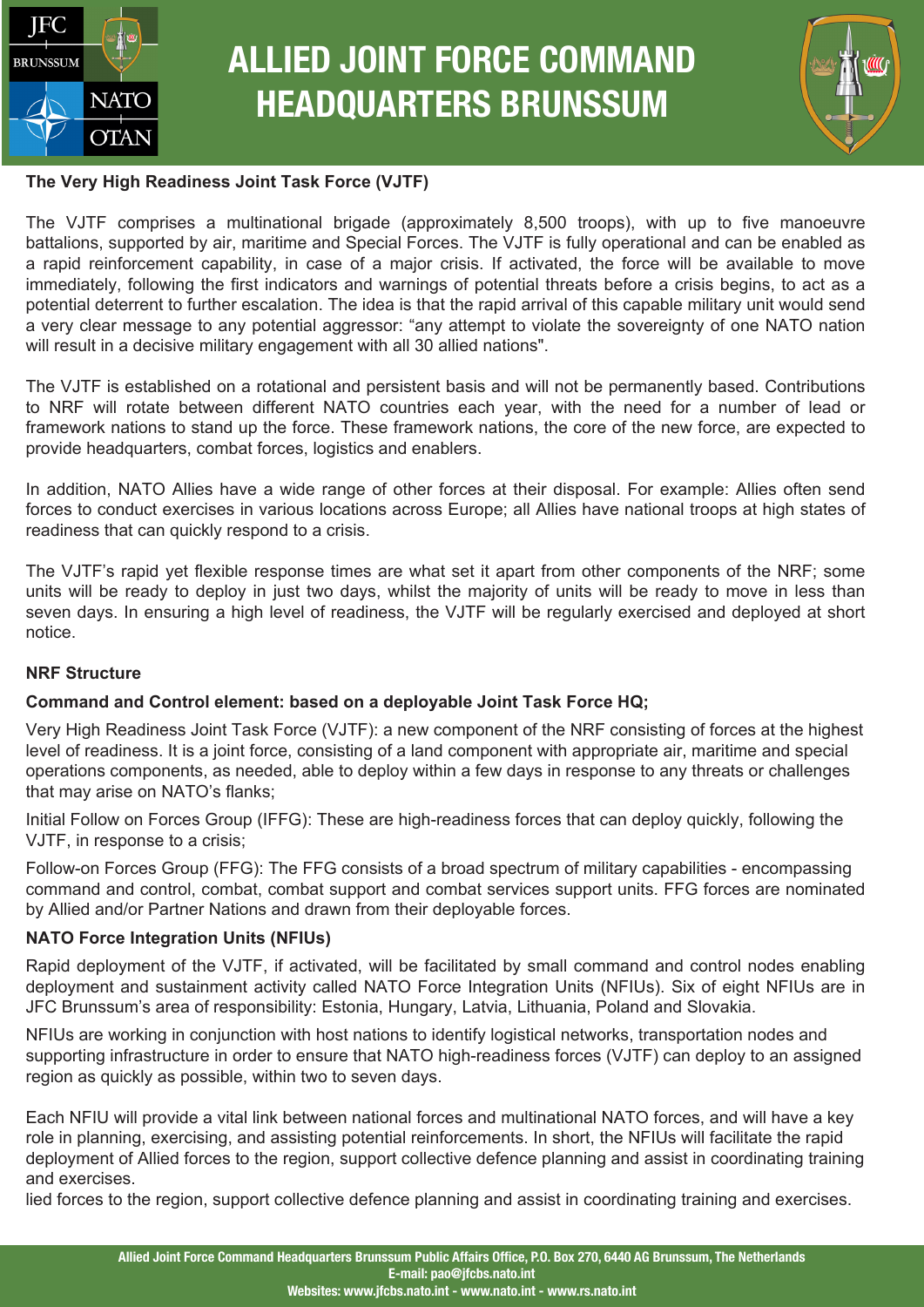# ALLIED JOINT FORCE COMMAND HEADQUARTERS BRUNSSUM

**The Very High Readiness Joint Task Force (VJTF)**

The VJTF comprises a multinational brigade (approximately 8,500 troops), with up to five manoeuvre battalions, supported by air, maritime and Special Forces. The VJTF is fully operational and can be enabled as a rapid reinforcement capability, in case of a major crisis. If activated, the force will be available to move immediately, following the first indicators and warnings of potential threats before a crisis begins, to act as a potential deterrent to further escalation. The idea is that the rapid arrival of this capable military unit would send a very clear message to any potential aggressor: "any attempt to violate the sovereignty of one NATO nation will result in a decisive military engagement with all 30 allied nations".

The VJTF is established on a rotational and persistent basis and will not be permanently based. Contributions to NRF will rotate between different NATO countries each year, with the need for a number of lead or framework nations to stand up the force. These framework nations, the core of the new force, are expected to provide headquarters, combat forces, logistics and enablers.

In addition, NATO Allies have a wide range of other forces at their disposal. For example: Allies often send forces to conduct exercises in various locations across Europe; all Allies have national troops at high states of readiness that can quickly respond to a crisis.

The VJTF's rapid yet flexible response times are what set it apart from other components of the NRF; some units will be ready to deploy in just two days, whilst the majority of units will be ready to move in less than seven days. In ensuring a high level of readiness, the VJTF will be regularly exercised and deployed at short notice.

**NRF Structure**

**Command and Control element: based on a deployable Joint Task Force HQ;**

Very High Readiness Joint Task Force (VJTF): a new component of the NRF consisting of forces at the highest level of readiness. It is a joint force, consisting of a land component with appropriate air, maritime and special operations components, as needed, able to deploy within a few days in response to any threats or challenges that may arise on NATO's flanks;

Initial Follow on Forces Group (IFFG): These are high-readiness forces that can deploy quickly, following the VJTF, in response to a crisis;

Follow-on Forces Group (FFG): The FFG consists of a broad spectrum of military capabilities - encompassing command and control, combat, combat support and combat services support units. FFG forces are nominated by Allied and/or Partner Nations and drawn from their deployable forces.

**NATO Force Integration Units (NFIUs)**

Rapid deployment of the VJTF, if activated, will be facilitated by small command and control nodes enabling deployment and sustainment activity called NATO Force Integration Units (NFIUs). Six of eight NFIUs are in JFC Brunssum's area of responsibility: Estonia, Hungary, Latvia, Lithuania, Poland and Slovakia.

NFIUs are working in conjunction with host nations to identify logistical networks, transportation nodes and supporting infrastructure in order to ensure that NATO high-readiness forces (VJTF) can deploy to an assigned region as quickly as possible, within two to seven days.

Each NFIU will provide a vital link between national forces and multinational NATO forces, and will have a key role in planning, exercising, and assisting potential reinforcements. In short, the NFIUs will facilitate the rapid deployment of Allied forces to the region, support collective defence planning and assist in coordinating training and exercises.
lied forces to the region, support collective defence planning and assist in coordinating training and exercises.

Allied Joint Force Command Headquarters Brunssum Public Affairs Office, P.O. Box 270, 6440 AG Brunssum, The Netherlands
E-mail: pao@jfcbs.nato.int
Websites: www.jfcbs.nato.int - www.nato.int - www.rs.nato.int